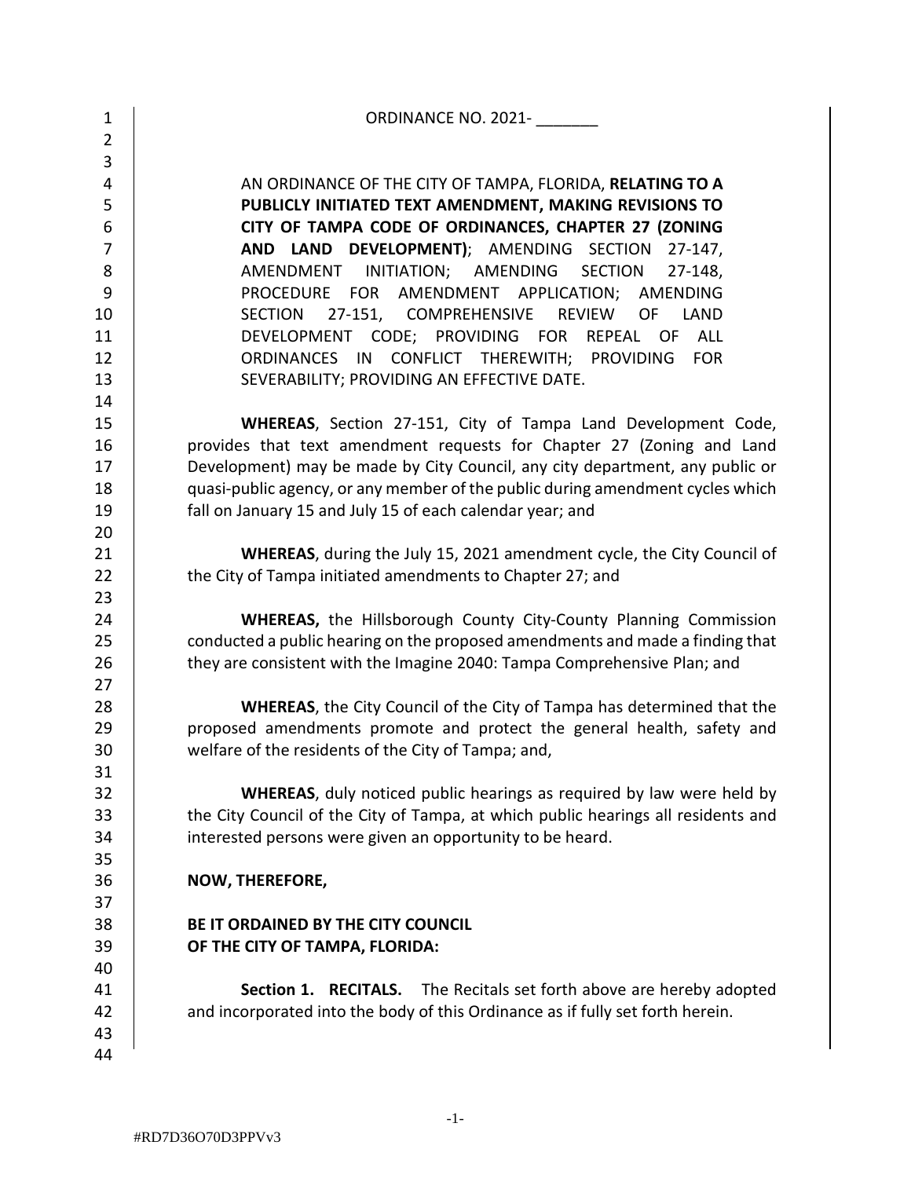ORDINANCE NO. 2021- _______

AN ORDINANCE OF THE CITY OF TAMPA, FLORIDA, **RELATING TO A PUBLICLY INITIATED TEXT AMENDMENT, MAKING REVISIONS TO CITY OF TAMPA CODE OF ORDINANCES, CHAPTER 27 (ZONING AND LAND DEVELOPMENT)**; AMENDING SECTION 27-147, AMENDMENT INITIATION; AMENDING SECTION 27-148, PROCEDURE FOR AMENDMENT APPLICATION; AMENDING SECTION 27-151, COMPREHENSIVE REVIEW OF LAND DEVELOPMENT CODE; PROVIDING FOR REPEAL OF ALL ORDINANCES IN CONFLICT THEREWITH; PROVIDING FOR SEVERABILITY; PROVIDING AN EFFECTIVE DATE.

**WHEREAS**, Section 27-151, City of Tampa Land Development Code, provides that text amendment requests for Chapter 27 (Zoning and Land Development) may be made by City Council, any city department, any public or quasi-public agency, or any member of the public during amendment cycles which fall on January 15 and July 15 of each calendar year; and

**WHEREAS**, during the July 15, 2021 amendment cycle, the City Council of the City of Tampa initiated amendments to Chapter 27; and

**WHEREAS,** the Hillsborough County City-County Planning Commission conducted a public hearing on the proposed amendments and made a finding that they are consistent with the Imagine 2040: Tampa Comprehensive Plan; and

**WHEREAS**, the City Council of the City of Tampa has determined that the proposed amendments promote and protect the general health, safety and welfare of the residents of the City of Tampa; and,

**WHEREAS**, duly noticed public hearings as required by law were held by the City Council of the City of Tampa, at which public hearings all residents and interested persons were given an opportunity to be heard.

**NOW, THEREFORE,**

**BE IT ORDAINED BY THE CITY COUNCIL OF THE CITY OF TAMPA, FLORIDA:**

**Section 1. RECITALS.** The Recitals set forth above are hereby adopted and incorporated into the body of this Ordinance as if fully set forth herein.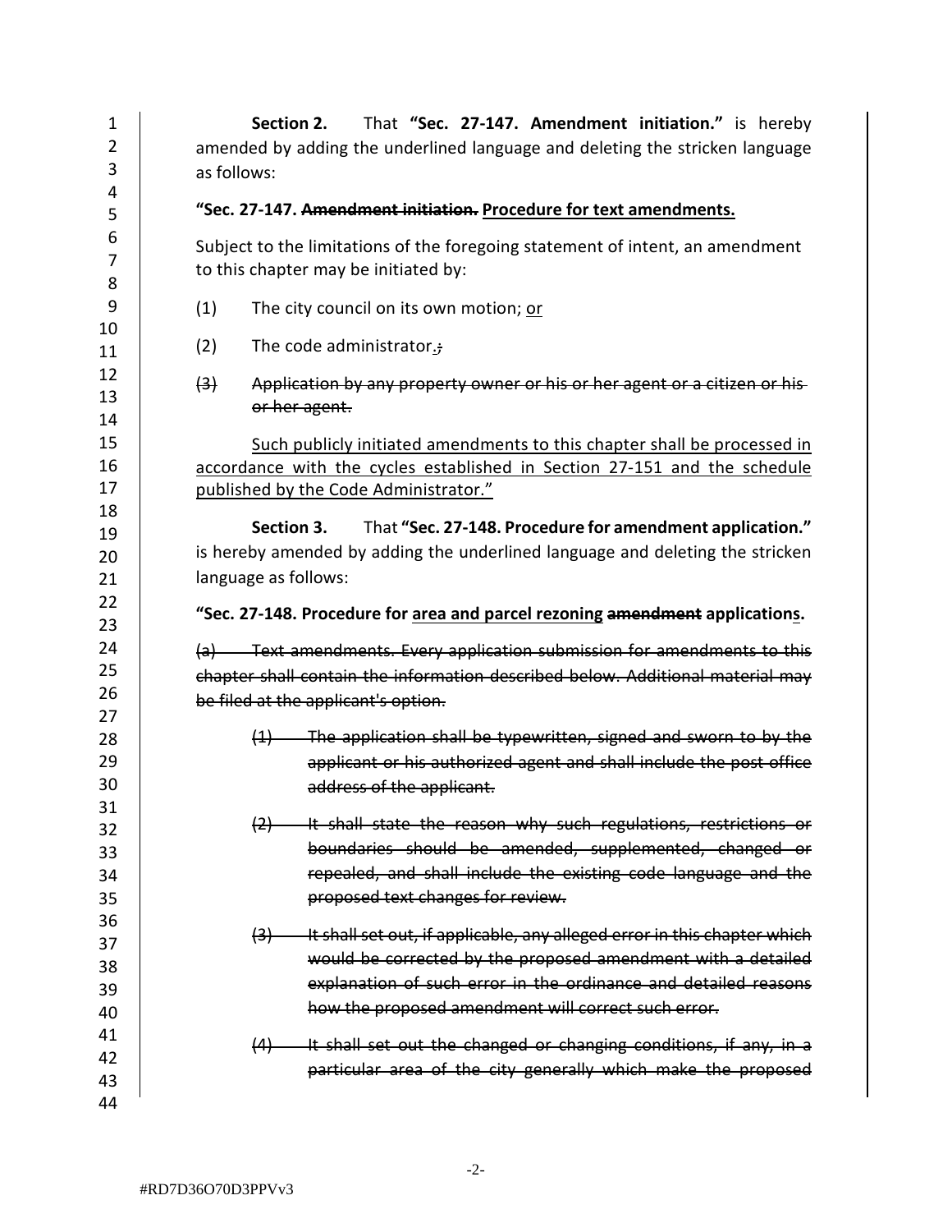**Section 2.** That **"Sec. 27-147. Amendment initiation."** is hereby amended by adding the underlined language and deleting the stricken language as follows:

**"Sec. 27-147. ~~Amendment initiation.~~ <u>Procedure for text amendments.</u>**

Subject to the limitations of the foregoing statement of intent, an amendment to this chapter may be initiated by:

(1) The city council on its own motion; <u>or</u>

(2) The code administrator<u>.</u>~~;~~

~~(3) Application by any property owner or his or her agent or a citizen or his or her agent.~~

<u>Such publicly initiated amendments to this chapter shall be processed in accordance with the cycles established in Section 27-151 and the schedule published by the Code Administrator."</u>

**Section 3.** That **"Sec. 27-148. Procedure for amendment application."** is hereby amended by adding the underlined language and deleting the stricken language as follows:

**"Sec. 27-148. Procedure for <u>area and parcel rezoning</u> ~~amendment~~ application<u>s</u>.**

~~(a) Text amendments. Every application submission for amendments to this chapter shall contain the information described below. Additional material may be filed at the applicant's option.~~

~~(1) The application shall be typewritten, signed and sworn to by the applicant or his authorized agent and shall include the post office address of the applicant.~~

~~(2) It shall state the reason why such regulations, restrictions or boundaries should be amended, supplemented, changed or repealed, and shall include the existing code language and the proposed text changes for review.~~

~~(3) It shall set out, if applicable, any alleged error in this chapter which would be corrected by the proposed amendment with a detailed explanation of such error in the ordinance and detailed reasons how the proposed amendment will correct such error.~~

~~(4) It shall set out the changed or changing conditions, if any, in a particular area of the city generally which make the proposed~~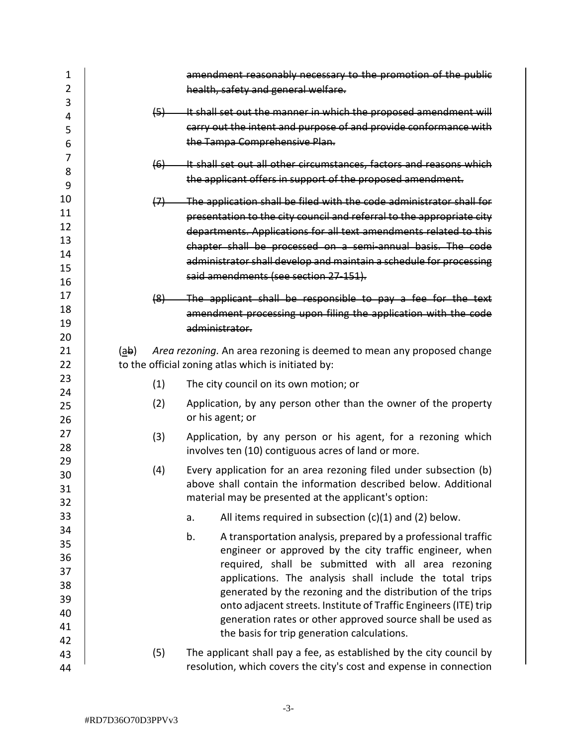~~amendment reasonably necessary to the promotion of the public health, safety and general welfare.~~

~~(5) It shall set out the manner in which the proposed amendment will carry out the intent and purpose of and provide conformance with the Tampa Comprehensive Plan.~~

~~(6) It shall set out all other circumstances, factors and reasons which the applicant offers in support of the proposed amendment.~~

~~(7) The application shall be filed with the code administrator shall for presentation to the city council and referral to the appropriate city departments. Applications for all text amendments related to this chapter shall be processed on a semi-annual basis. The code administrator shall develop and maintain a schedule for processing said amendments (see section 27-151).~~

~~(8) The applicant shall be responsible to pay a fee for the text amendment processing upon filing the application with the code administrator.~~

(a~~b~~) *Area rezoning.* An area rezoning is deemed to mean any proposed change to the official zoning atlas which is initiated by:

(1) The city council on its own motion; or

(2) Application, by any person other than the owner of the property or his agent; or

(3) Application, by any person or his agent, for a rezoning which involves ten (10) contiguous acres of land or more.

(4) Every application for an area rezoning filed under subsection (b) above shall contain the information described below. Additional material may be presented at the applicant's option:

a. All items required in subsection (c)(1) and (2) below.

b. A transportation analysis, prepared by a professional traffic engineer or approved by the city traffic engineer, when required, shall be submitted with all area rezoning applications. The analysis shall include the total trips generated by the rezoning and the distribution of the trips onto adjacent streets. Institute of Traffic Engineers (ITE) trip generation rates or other approved source shall be used as the basis for trip generation calculations.

(5) The applicant shall pay a fee, as established by the city council by resolution, which covers the city's cost and expense in connection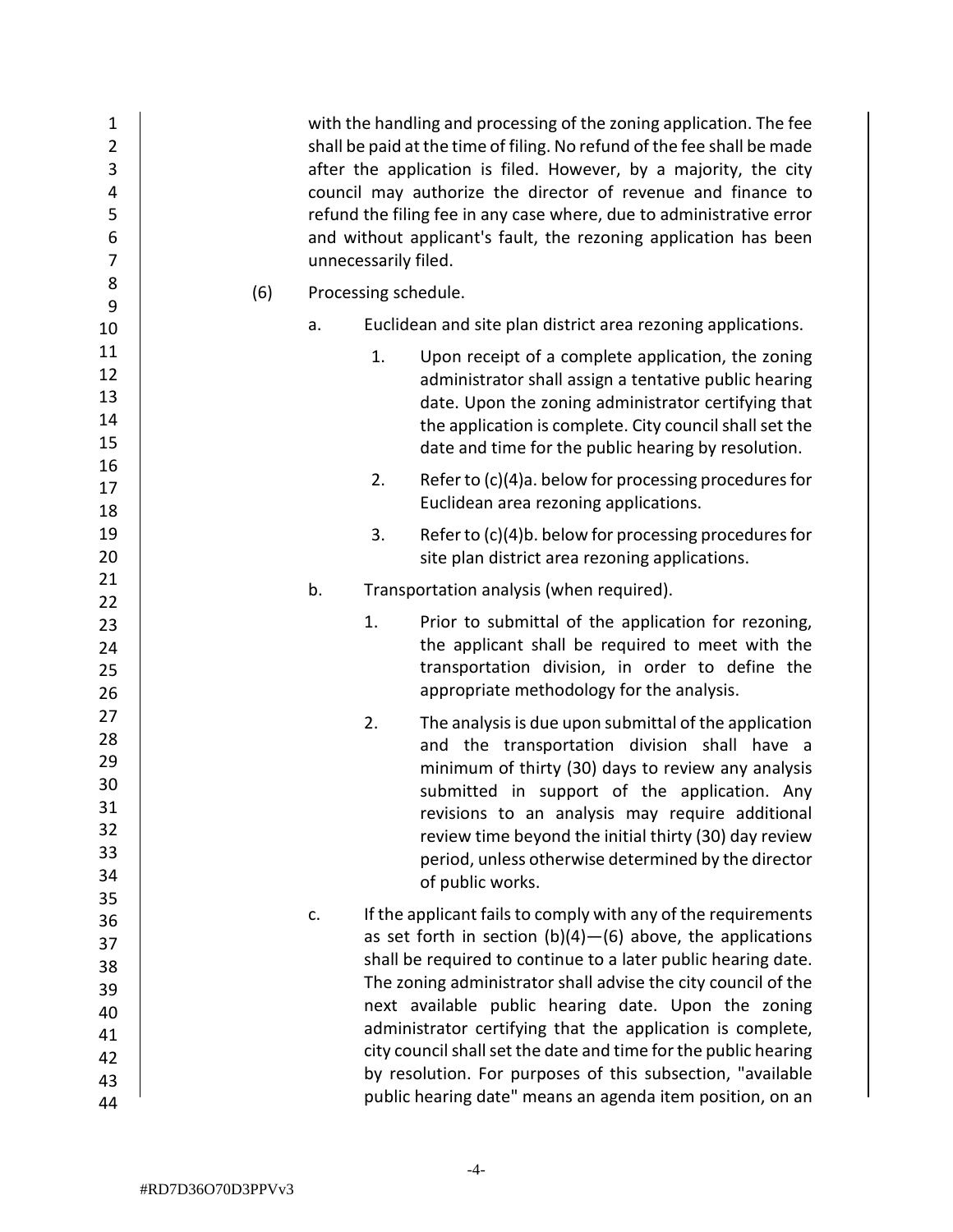with the handling and processing of the zoning application. The fee shall be paid at the time of filing. No refund of the fee shall be made after the application is filed. However, by a majority, the city council may authorize the director of revenue and finance to refund the filing fee in any case where, due to administrative error and without applicant's fault, the rezoning application has been unnecessarily filed.

(6) Processing schedule.

a. Euclidean and site plan district area rezoning applications.

1. Upon receipt of a complete application, the zoning administrator shall assign a tentative public hearing date. Upon the zoning administrator certifying that the application is complete. City council shall set the date and time for the public hearing by resolution.

2. Refer to (c)(4)a. below for processing procedures for Euclidean area rezoning applications.

3. Refer to (c)(4)b. below for processing procedures for site plan district area rezoning applications.

b. Transportation analysis (when required).

1. Prior to submittal of the application for rezoning, the applicant shall be required to meet with the transportation division, in order to define the appropriate methodology for the analysis.

2. The analysis is due upon submittal of the application and the transportation division shall have a minimum of thirty (30) days to review any analysis submitted in support of the application. Any revisions to an analysis may require additional review time beyond the initial thirty (30) day review period, unless otherwise determined by the director of public works.

c. If the applicant fails to comply with any of the requirements as set forth in section (b)(4)—(6) above, the applications shall be required to continue to a later public hearing date. The zoning administrator shall advise the city council of the next available public hearing date. Upon the zoning administrator certifying that the application is complete, city council shall set the date and time for the public hearing by resolution. For purposes of this subsection, "available public hearing date" means an agenda item position, on an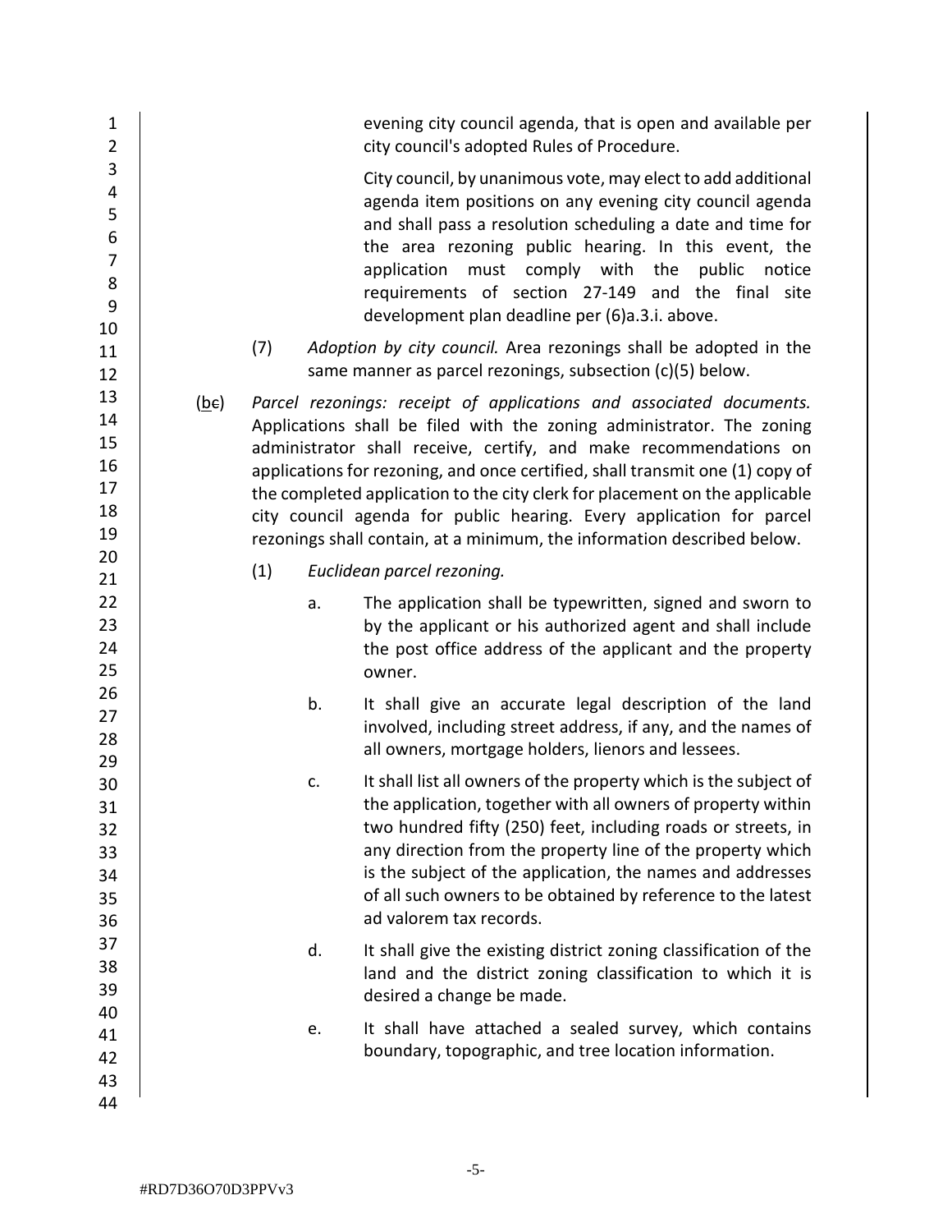evening city council agenda, that is open and available per city council's adopted Rules of Procedure.

City council, by unanimous vote, may elect to add additional agenda item positions on any evening city council agenda and shall pass a resolution scheduling a date and time for the area rezoning public hearing. In this event, the application must comply with the public notice requirements of section 27-149 and the final site development plan deadline per (6)a.3.i. above.

(7) *Adoption by city council.* Area rezonings shall be adopted in the same manner as parcel rezonings, subsection (c)(5) below.

(~~c~~b) *Parcel rezonings: receipt of applications and associated documents.* Applications shall be filed with the zoning administrator. The zoning administrator shall receive, certify, and make recommendations on applications for rezoning, and once certified, shall transmit one (1) copy of the completed application to the city clerk for placement on the applicable city council agenda for public hearing. Every application for parcel rezonings shall contain, at a minimum, the information described below.

(1) *Euclidean parcel rezoning.*

a. The application shall be typewritten, signed and sworn to by the applicant or his authorized agent and shall include the post office address of the applicant and the property owner.

b. It shall give an accurate legal description of the land involved, including street address, if any, and the names of all owners, mortgage holders, lienors and lessees.

c. It shall list all owners of the property which is the subject of the application, together with all owners of property within two hundred fifty (250) feet, including roads or streets, in any direction from the property line of the property which is the subject of the application, the names and addresses of all such owners to be obtained by reference to the latest ad valorem tax records.

d. It shall give the existing district zoning classification of the land and the district zoning classification to which it is desired a change be made.

e. It shall have attached a sealed survey, which contains boundary, topographic, and tree location information.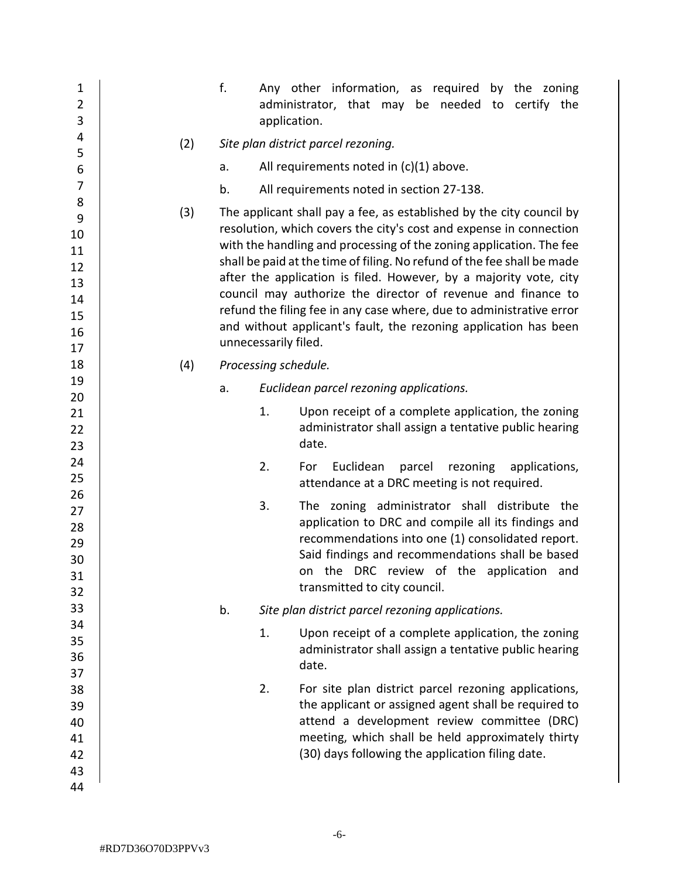f. Any other information, as required by the zoning administrator, that may be needed to certify the application.

(2) *Site plan district parcel rezoning.*

a. All requirements noted in (c)(1) above.

b. All requirements noted in section 27-138.

(3) The applicant shall pay a fee, as established by the city council by resolution, which covers the city's cost and expense in connection with the handling and processing of the zoning application. The fee shall be paid at the time of filing. No refund of the fee shall be made after the application is filed. However, by a majority vote, city council may authorize the director of revenue and finance to refund the filing fee in any case where, due to administrative error and without applicant's fault, the rezoning application has been unnecessarily filed.

(4) *Processing schedule.*

a. *Euclidean parcel rezoning applications.*

1. Upon receipt of a complete application, the zoning administrator shall assign a tentative public hearing date.

2. For Euclidean parcel rezoning applications, attendance at a DRC meeting is not required.

3. The zoning administrator shall distribute the application to DRC and compile all its findings and recommendations into one (1) consolidated report. Said findings and recommendations shall be based on the DRC review of the application and transmitted to city council.

b. *Site plan district parcel rezoning applications.*

1. Upon receipt of a complete application, the zoning administrator shall assign a tentative public hearing date.

2. For site plan district parcel rezoning applications, the applicant or assigned agent shall be required to attend a development review committee (DRC) meeting, which shall be held approximately thirty (30) days following the application filing date.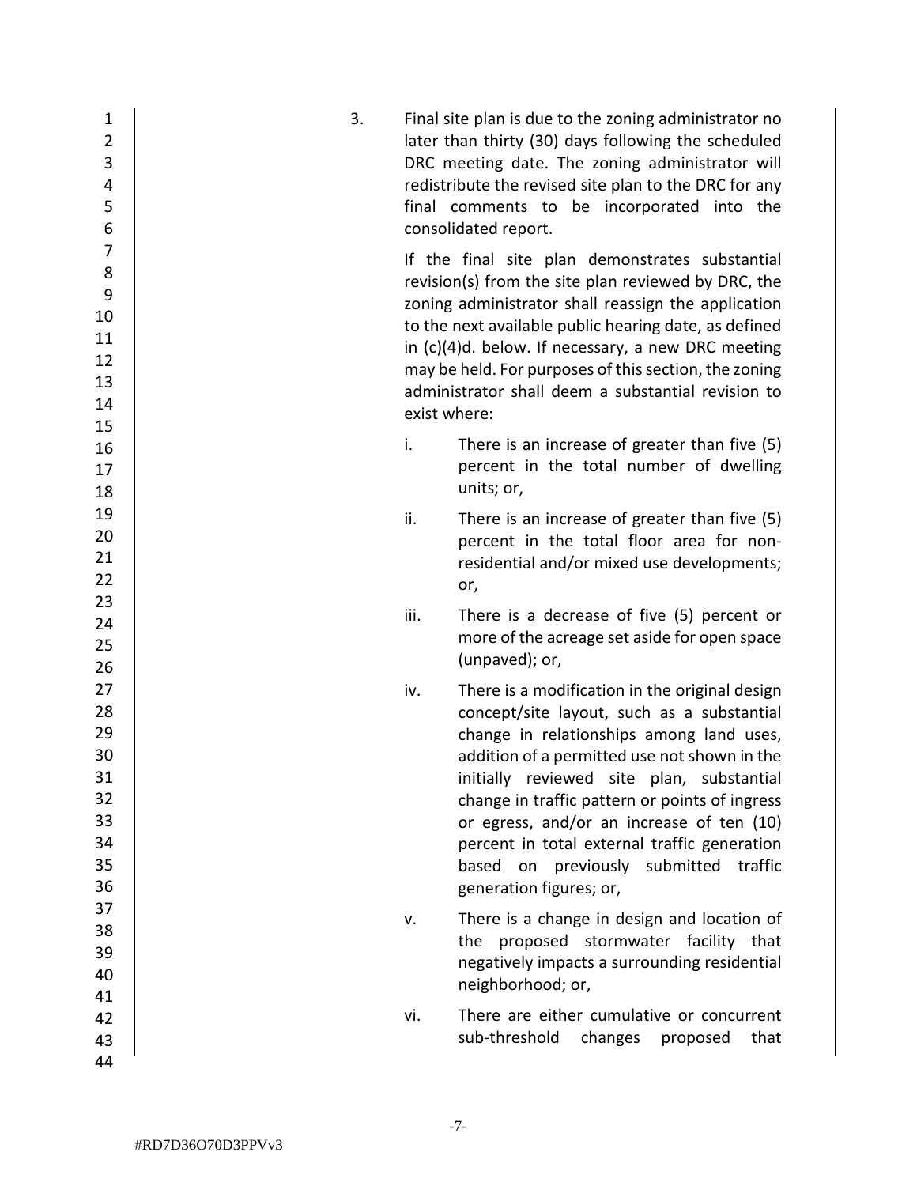3. Final site plan is due to the zoning administrator no later than thirty (30) days following the scheduled DRC meeting date. The zoning administrator will redistribute the revised site plan to the DRC for any final comments to be incorporated into the consolidated report.

   If the final site plan demonstrates substantial revision(s) from the site plan reviewed by DRC, the zoning administrator shall reassign the application to the next available public hearing date, as defined in (c)(4)d. below. If necessary, a new DRC meeting may be held. For purposes of this section, the zoning administrator shall deem a substantial revision to exist where:

   i. There is an increase of greater than five (5) percent in the total number of dwelling units; or,

   ii. There is an increase of greater than five (5) percent in the total floor area for non-residential and/or mixed use developments; or,

   iii. There is a decrease of five (5) percent or more of the acreage set aside for open space (unpaved); or,

   iv. There is a modification in the original design concept/site layout, such as a substantial change in relationships among land uses, addition of a permitted use not shown in the initially reviewed site plan, substantial change in traffic pattern or points of ingress or egress, and/or an increase of ten (10) percent in total external traffic generation based on previously submitted traffic generation figures; or,

   v. There is a change in design and location of the proposed stormwater facility that negatively impacts a surrounding residential neighborhood; or,

   vi. There are either cumulative or concurrent sub-threshold changes proposed that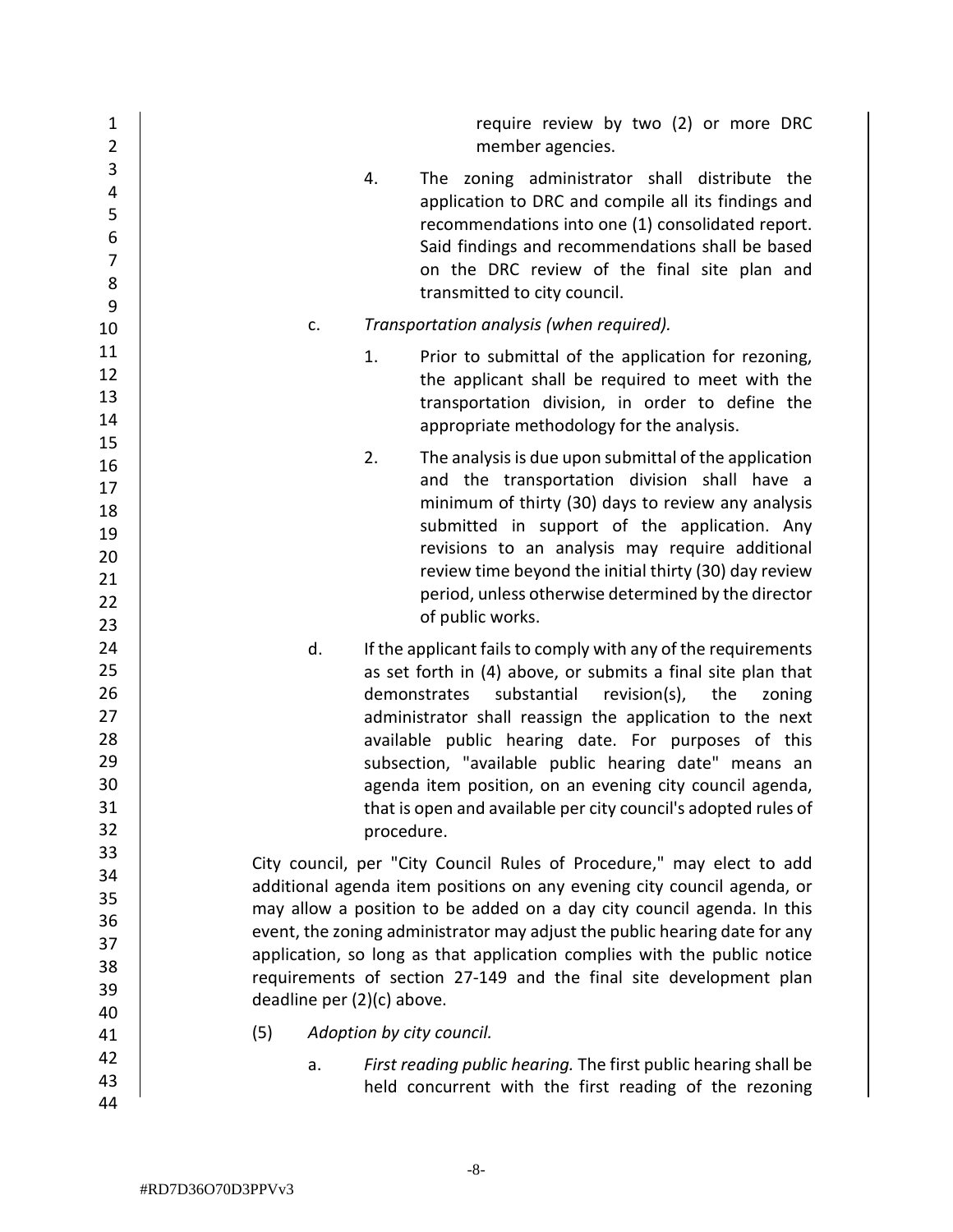require review by two (2) or more DRC member agencies.

4. The zoning administrator shall distribute the application to DRC and compile all its findings and recommendations into one (1) consolidated report. Said findings and recommendations shall be based on the DRC review of the final site plan and transmitted to city council.

c. *Transportation analysis (when required).*

1. Prior to submittal of the application for rezoning, the applicant shall be required to meet with the transportation division, in order to define the appropriate methodology for the analysis.

2. The analysis is due upon submittal of the application and the transportation division shall have a minimum of thirty (30) days to review any analysis submitted in support of the application. Any revisions to an analysis may require additional review time beyond the initial thirty (30) day review period, unless otherwise determined by the director of public works.

d. If the applicant fails to comply with any of the requirements as set forth in (4) above, or submits a final site plan that demonstrates substantial revision(s), the zoning administrator shall reassign the application to the next available public hearing date. For purposes of this subsection, "available public hearing date" means an agenda item position, on an evening city council agenda, that is open and available per city council's adopted rules of procedure.

City council, per "City Council Rules of Procedure," may elect to add additional agenda item positions on any evening city council agenda, or may allow a position to be added on a day city council agenda. In this event, the zoning administrator may adjust the public hearing date for any application, so long as that application complies with the public notice requirements of section 27-149 and the final site development plan deadline per (2)(c) above.

(5) *Adoption by city council.*

a. *First reading public hearing.* The first public hearing shall be held concurrent with the first reading of the rezoning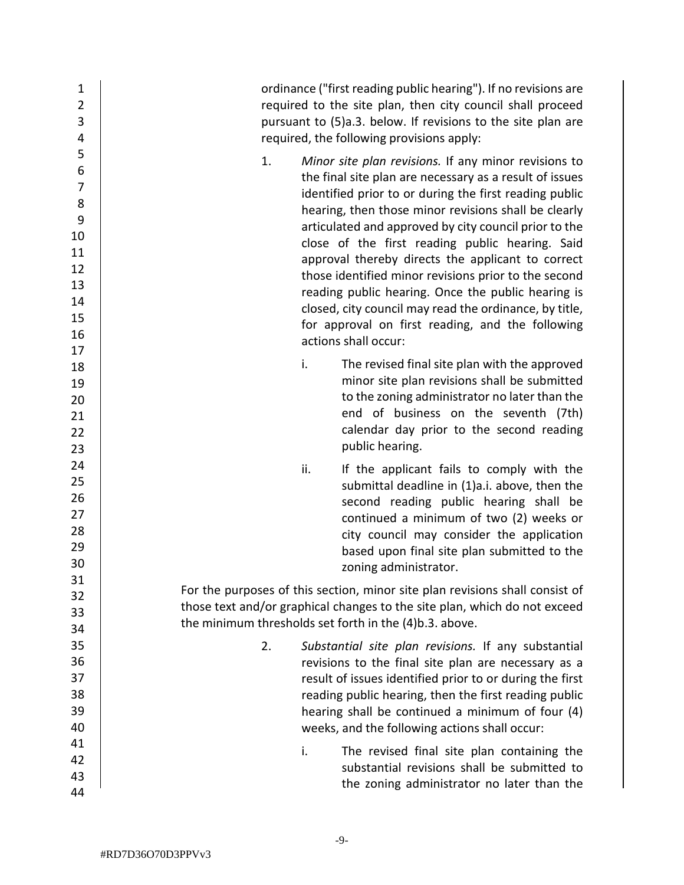ordinance ("first reading public hearing"). If no revisions are required to the site plan, then city council shall proceed pursuant to (5)a.3. below. If revisions to the site plan are required, the following provisions apply:

1. *Minor site plan revisions.* If any minor revisions to the final site plan are necessary as a result of issues identified prior to or during the first reading public hearing, then those minor revisions shall be clearly articulated and approved by city council prior to the close of the first reading public hearing. Said approval thereby directs the applicant to correct those identified minor revisions prior to the second reading public hearing. Once the public hearing is closed, city council may read the ordinance, by title, for approval on first reading, and the following actions shall occur:

   i. The revised final site plan with the approved minor site plan revisions shall be submitted to the zoning administrator no later than the end of business on the seventh (7th) calendar day prior to the second reading public hearing.

   ii. If the applicant fails to comply with the submittal deadline in (1)a.i. above, then the second reading public hearing shall be continued a minimum of two (2) weeks or city council may consider the application based upon final site plan submitted to the zoning administrator.

For the purposes of this section, minor site plan revisions shall consist of those text and/or graphical changes to the site plan, which do not exceed the minimum thresholds set forth in the (4)b.3. above.

2. *Substantial site plan revisions.* If any substantial revisions to the final site plan are necessary as a result of issues identified prior to or during the first reading public hearing, then the first reading public hearing shall be continued a minimum of four (4) weeks, and the following actions shall occur:

   i. The revised final site plan containing the substantial revisions shall be submitted to the zoning administrator no later than the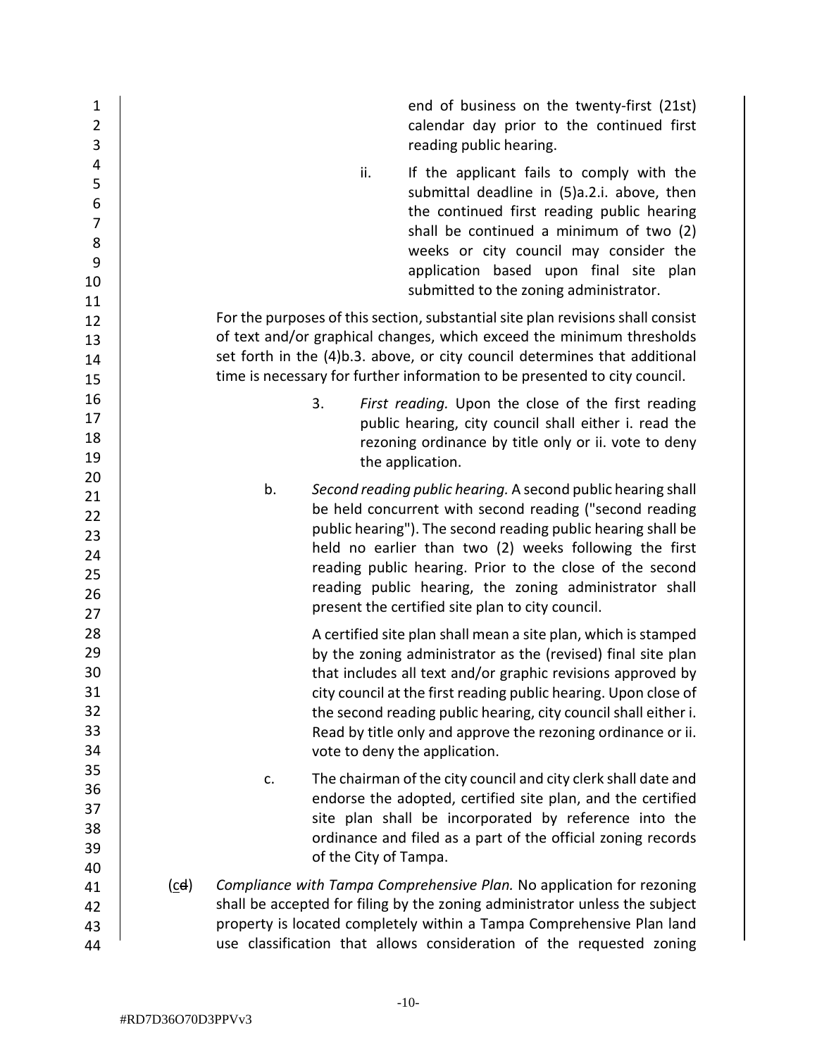end of business on the twenty-first (21st) calendar day prior to the continued first reading public hearing.

ii. If the applicant fails to comply with the submittal deadline in (5)a.2.i. above, then the continued first reading public hearing shall be continued a minimum of two (2) weeks or city council may consider the application based upon final site plan submitted to the zoning administrator.

For the purposes of this section, substantial site plan revisions shall consist of text and/or graphical changes, which exceed the minimum thresholds set forth in the (4)b.3. above, or city council determines that additional time is necessary for further information to be presented to city council.

3. *First reading.* Upon the close of the first reading public hearing, city council shall either i. read the rezoning ordinance by title only or ii. vote to deny the application.

b. *Second reading public hearing.* A second public hearing shall be held concurrent with second reading ("second reading public hearing"). The second reading public hearing shall be held no earlier than two (2) weeks following the first reading public hearing. Prior to the close of the second reading public hearing, the zoning administrator shall present the certified site plan to city council.

A certified site plan shall mean a site plan, which is stamped by the zoning administrator as the (revised) final site plan that includes all text and/or graphic revisions approved by city council at the first reading public hearing. Upon close of the second reading public hearing, city council shall either i. Read by title only and approve the rezoning ordinance or ii. vote to deny the application.

c. The chairman of the city council and city clerk shall date and endorse the adopted, certified site plan, and the certified site plan shall be incorporated by reference into the ordinance and filed as a part of the official zoning records of the City of Tampa.

(c~~d~~) *Compliance with Tampa Comprehensive Plan.* No application for rezoning shall be accepted for filing by the zoning administrator unless the subject property is located completely within a Tampa Comprehensive Plan land use classification that allows consideration of the requested zoning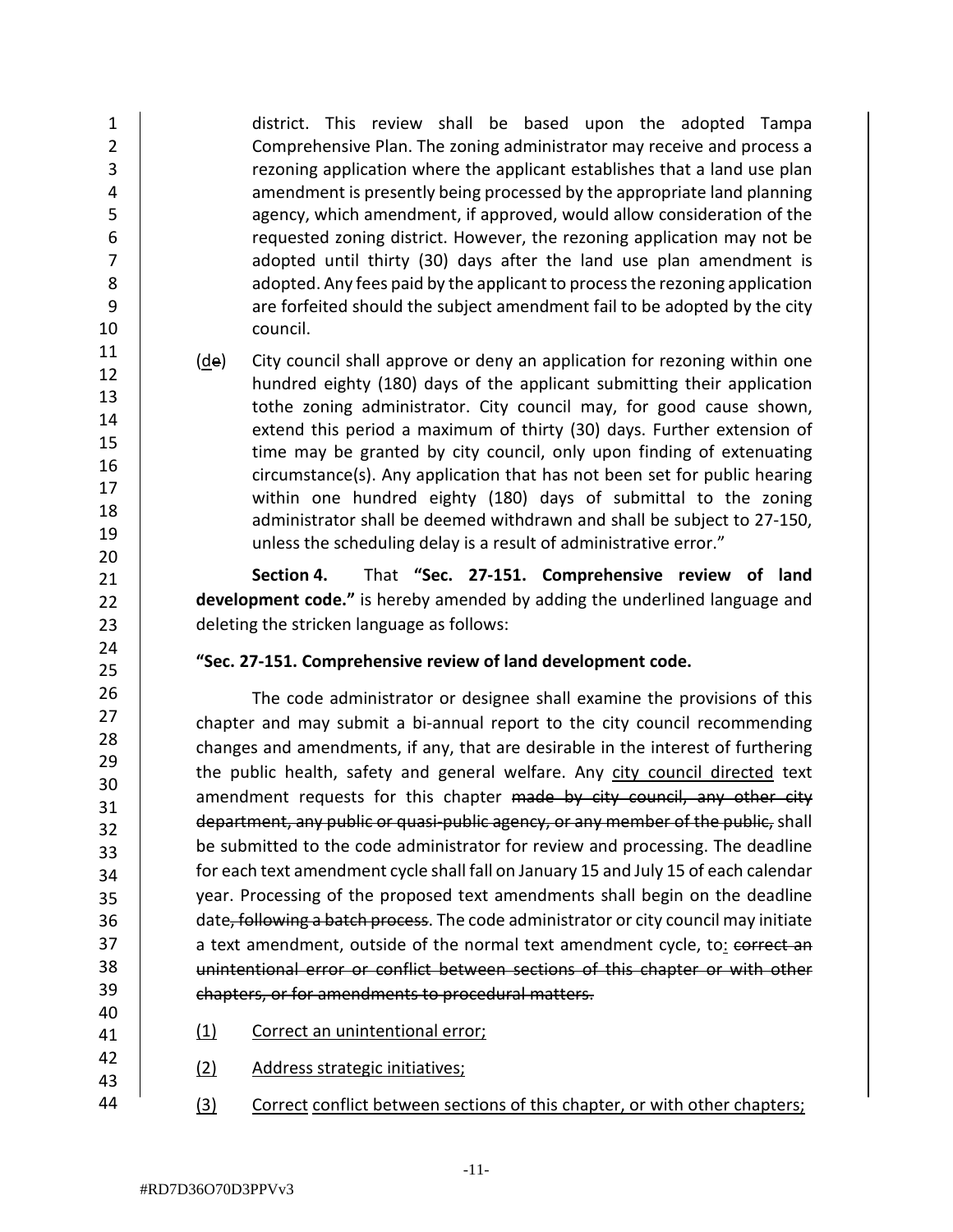district. This review shall be based upon the adopted Tampa Comprehensive Plan. The zoning administrator may receive and process a rezoning application where the applicant establishes that a land use plan amendment is presently being processed by the appropriate land planning agency, which amendment, if approved, would allow consideration of the requested zoning district. However, the rezoning application may not be adopted until thirty (30) days after the land use plan amendment is adopted. Any fees paid by the applicant to process the rezoning application are forfeited should the subject amendment fail to be adopted by the city council.

(<u>d</u>~~e~~) City council shall approve or deny an application for rezoning within one hundred eighty (180) days of the applicant submitting their application tothe zoning administrator. City council may, for good cause shown, extend this period a maximum of thirty (30) days. Further extension of time may be granted by city council, only upon finding of extenuating circumstance(s). Any application that has not been set for public hearing within one hundred eighty (180) days of submittal to the zoning administrator shall be deemed withdrawn and shall be subject to 27-150, unless the scheduling delay is a result of administrative error."

**Section 4.** That **"Sec. 27-151. Comprehensive review of land development code."** is hereby amended by adding the underlined language and deleting the stricken language as follows:

**"Sec. 27-151. Comprehensive review of land development code.**

The code administrator or designee shall examine the provisions of this chapter and may submit a bi-annual report to the city council recommending changes and amendments, if any, that are desirable in the interest of furthering the public health, safety and general welfare. Any <u>city council directed</u> text amendment requests for this chapter ~~made by city council, any other city department, any public or quasi-public agency, or any member of the public,~~ shall be submitted to the code administrator for review and processing. The deadline for each text amendment cycle shall fall on January 15 and July 15 of each calendar year. Processing of the proposed text amendments shall begin on the deadline date~~, following a batch process~~. The code administrator or city council may initiate a text amendment, outside of the normal text amendment cycle, to<u>:</u> ~~correct an unintentional error or conflict between sections of this chapter or with other chapters, or for amendments to procedural matters.~~

<u>(1)</u> <u>Correct an unintentional error;</u>

<u>(2)</u> <u>Address strategic initiatives;</u>

<u>(3)</u> <u>Correct conflict between sections of this chapter, or with other chapters;</u>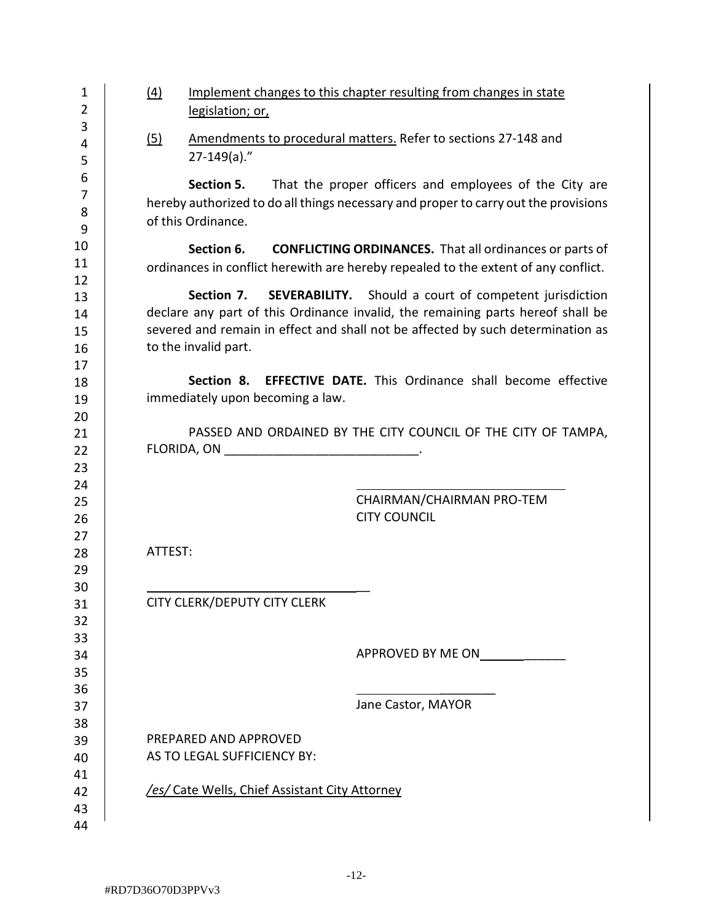(4) Implement changes to this chapter resulting from changes in state legislation; or,

(5) Amendments to procedural matters. Refer to sections 27-148 and 27-149(a)."

**Section 5.** That the proper officers and employees of the City are hereby authorized to do all things necessary and proper to carry out the provisions of this Ordinance.

**Section 6. CONFLICTING ORDINANCES.** That all ordinances or parts of ordinances in conflict herewith are hereby repealed to the extent of any conflict.

**Section 7. SEVERABILITY.** Should a court of competent jurisdiction declare any part of this Ordinance invalid, the remaining parts hereof shall be severed and remain in effect and shall not be affected by such determination as to the invalid part.

**Section 8. EFFECTIVE DATE.** This Ordinance shall become effective immediately upon becoming a law.

PASSED AND ORDAINED BY THE CITY COUNCIL OF THE CITY OF TAMPA, FLORIDA, ON ____________________________.

______________________________
CHAIRMAN/CHAIRMAN PRO-TEM
CITY COUNCIL

ATTEST:

______________________________
CITY CLERK/DEPUTY CITY CLERK

APPROVED BY ME ON____________

______________________
Jane Castor, MAYOR

PREPARED AND APPROVED
AS TO LEGAL SUFFICIENCY BY:

*/es/* Cate Wells, Chief Assistant City Attorney

#RD7D36O70D3PPVv3